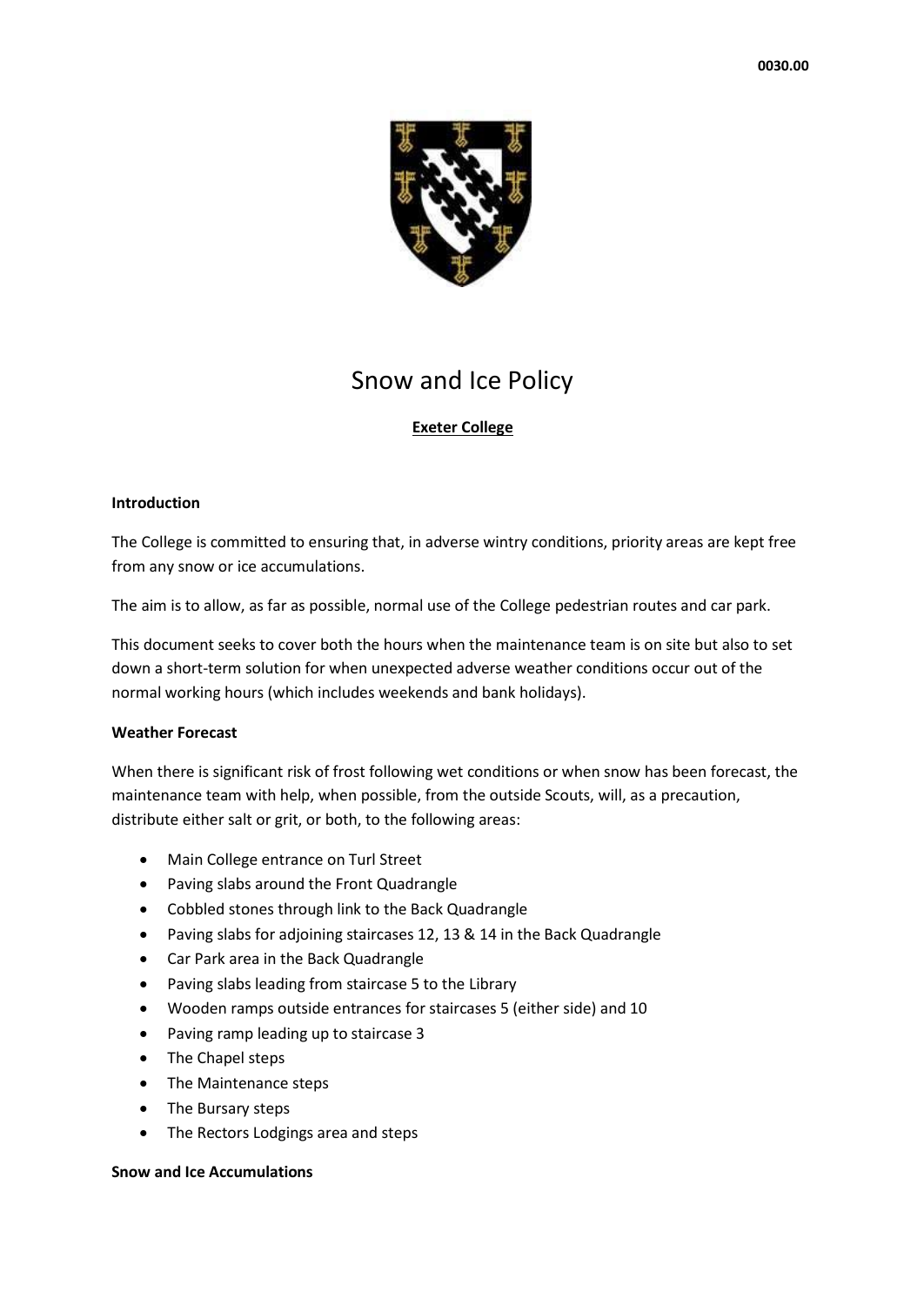0030.00

# Snow and Ice Policy

**Exeter College**

**Introduction**

The College is committed to ensuring that, in adverse wintry conditions, priority areas are kept free from any snow or ice accumulations.

The aim is to allow, as far as possible, normal use of the College pedestrian routes and car park.

This document seeks to cover both the hours when the maintenance team is on site but also to set down a short-term solution for when unexpected adverse weather conditions occur out of the normal working hours (which includes weekends and bank holidays).

**Weather Forecast**

When there is significant risk of frost following wet conditions or when snow has been forecast, the maintenance team with help, when possible, from the outside Scouts, will, as a precaution, distribute either salt or grit, or both, to the following areas:

- Main College entrance on Turl Street
- Paving slabs around the Front Quadrangle
- Cobbled stones through link to the Back Quadrangle
- Paving slabs for adjoining staircases 12, 13 & 14 in the Back Quadrangle
- Car Park area in the Back Quadrangle
- Paving slabs leading from staircase 5 to the Library
- Wooden ramps outside entrances for staircases 5 (either side) and 10
- Paving ramp leading up to staircase 3
- The Chapel steps
- The Maintenance steps
- The Bursary steps
- The Rectors Lodgings area and steps

**Snow and Ice Accumulations**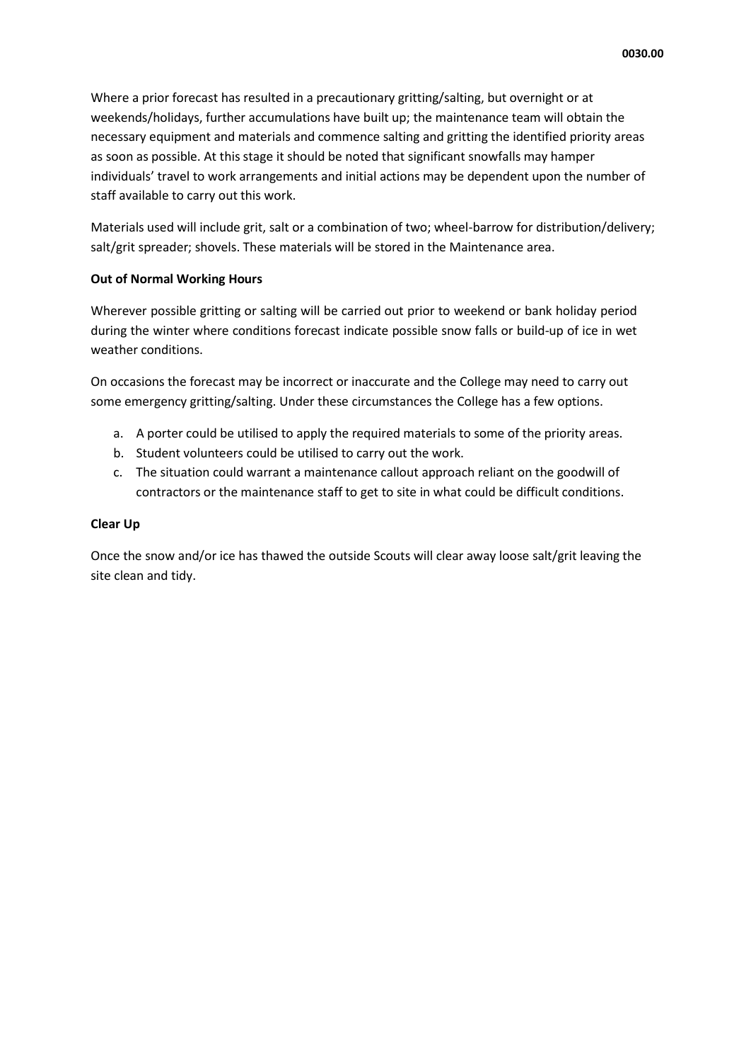Where a prior forecast has resulted in a precautionary gritting/salting, but overnight or at weekends/holidays, further accumulations have built up; the maintenance team will obtain the necessary equipment and materials and commence salting and gritting the identified priority areas as soon as possible. At this stage it should be noted that significant snowfalls may hamper individuals' travel to work arrangements and initial actions may be dependent upon the number of staff available to carry out this work.

Materials used will include grit, salt or a combination of two; wheel-barrow for distribution/delivery; salt/grit spreader; shovels. These materials will be stored in the Maintenance area.

**Out of Normal Working Hours**

Wherever possible gritting or salting will be carried out prior to weekend or bank holiday period during the winter where conditions forecast indicate possible snow falls or build-up of ice in wet weather conditions.

On occasions the forecast may be incorrect or inaccurate and the College may need to carry out some emergency gritting/salting. Under these circumstances the College has a few options.

a. A porter could be utilised to apply the required materials to some of the priority areas.
b. Student volunteers could be utilised to carry out the work.
c. The situation could warrant a maintenance callout approach reliant on the goodwill of contractors or the maintenance staff to get to site in what could be difficult conditions.

**Clear Up**

Once the snow and/or ice has thawed the outside Scouts will clear away loose salt/grit leaving the site clean and tidy.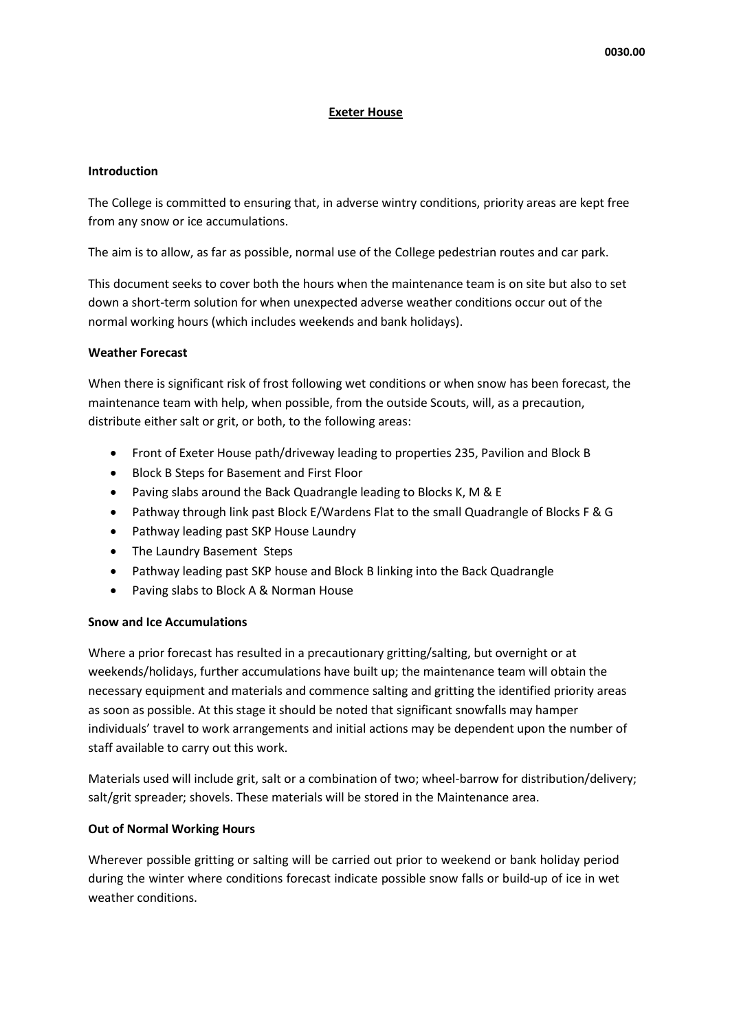0030.00

# Exeter House

**Introduction**

The College is committed to ensuring that, in adverse wintry conditions, priority areas are kept free from any snow or ice accumulations.

The aim is to allow, as far as possible, normal use of the College pedestrian routes and car park.

This document seeks to cover both the hours when the maintenance team is on site but also to set down a short-term solution for when unexpected adverse weather conditions occur out of the normal working hours (which includes weekends and bank holidays).

**Weather Forecast**

When there is significant risk of frost following wet conditions or when snow has been forecast, the maintenance team with help, when possible, from the outside Scouts, will, as a precaution, distribute either salt or grit, or both, to the following areas:

- Front of Exeter House path/driveway leading to properties 235, Pavilion and Block B
- Block B Steps for Basement and First Floor
- Paving slabs around the Back Quadrangle leading to Blocks K, M & E
- Pathway through link past Block E/Wardens Flat to the small Quadrangle of Blocks F & G
- Pathway leading past SKP House Laundry
- The Laundry Basement Steps
- Pathway leading past SKP house and Block B linking into the Back Quadrangle
- Paving slabs to Block A & Norman House

**Snow and Ice Accumulations**

Where a prior forecast has resulted in a precautionary gritting/salting, but overnight or at weekends/holidays, further accumulations have built up; the maintenance team will obtain the necessary equipment and materials and commence salting and gritting the identified priority areas as soon as possible. At this stage it should be noted that significant snowfalls may hamper individuals' travel to work arrangements and initial actions may be dependent upon the number of staff available to carry out this work.

Materials used will include grit, salt or a combination of two; wheel-barrow for distribution/delivery; salt/grit spreader; shovels. These materials will be stored in the Maintenance area.

**Out of Normal Working Hours**

Wherever possible gritting or salting will be carried out prior to weekend or bank holiday period during the winter where conditions forecast indicate possible snow falls or build-up of ice in wet weather conditions.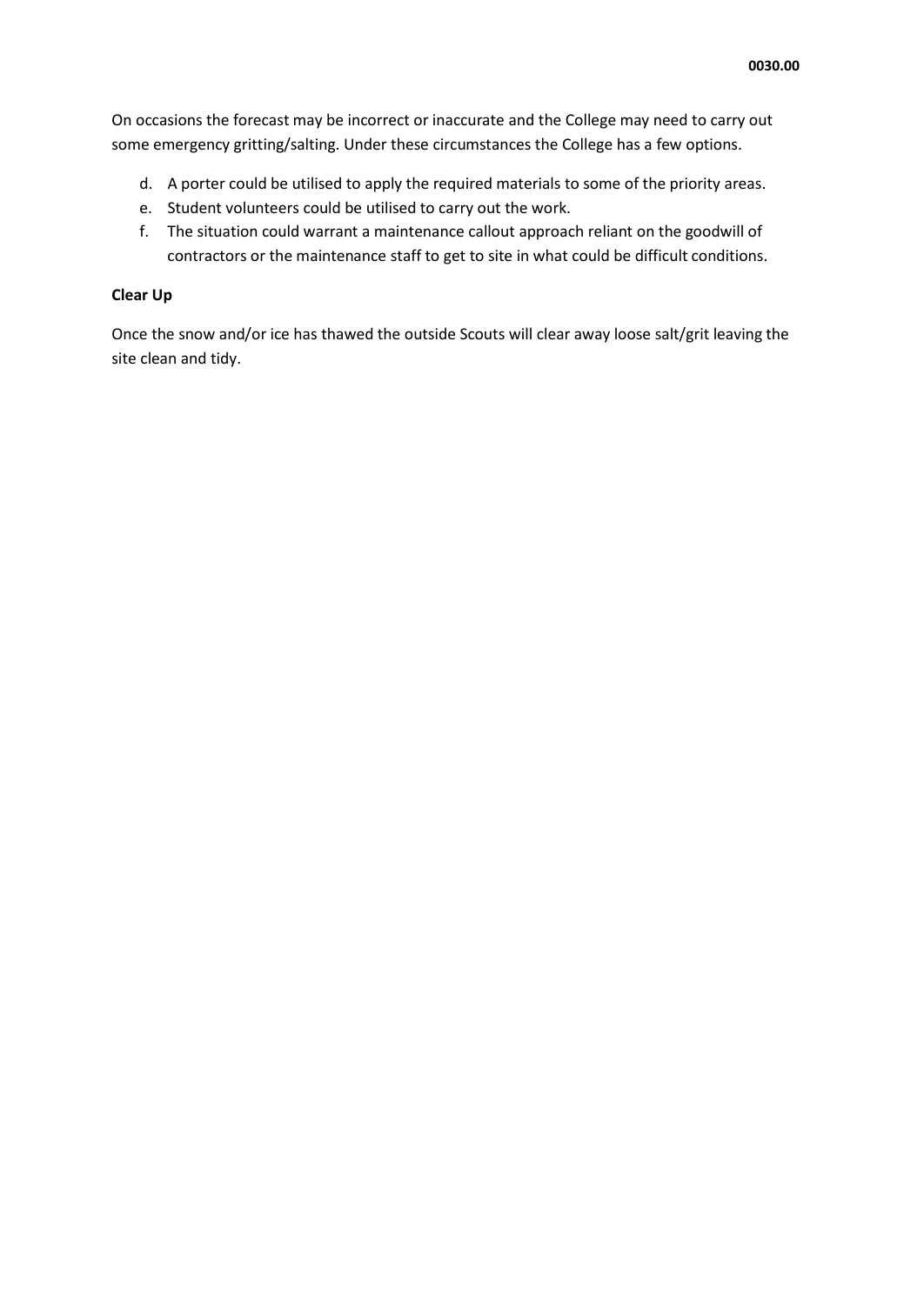On occasions the forecast may be incorrect or inaccurate and the College may need to carry out some emergency gritting/salting. Under these circumstances the College has a few options.

d. A porter could be utilised to apply the required materials to some of the priority areas.
e. Student volunteers could be utilised to carry out the work.
f. The situation could warrant a maintenance callout approach reliant on the goodwill of contractors or the maintenance staff to get to site in what could be difficult conditions.

**Clear Up**

Once the snow and/or ice has thawed the outside Scouts will clear away loose salt/grit leaving the site clean and tidy.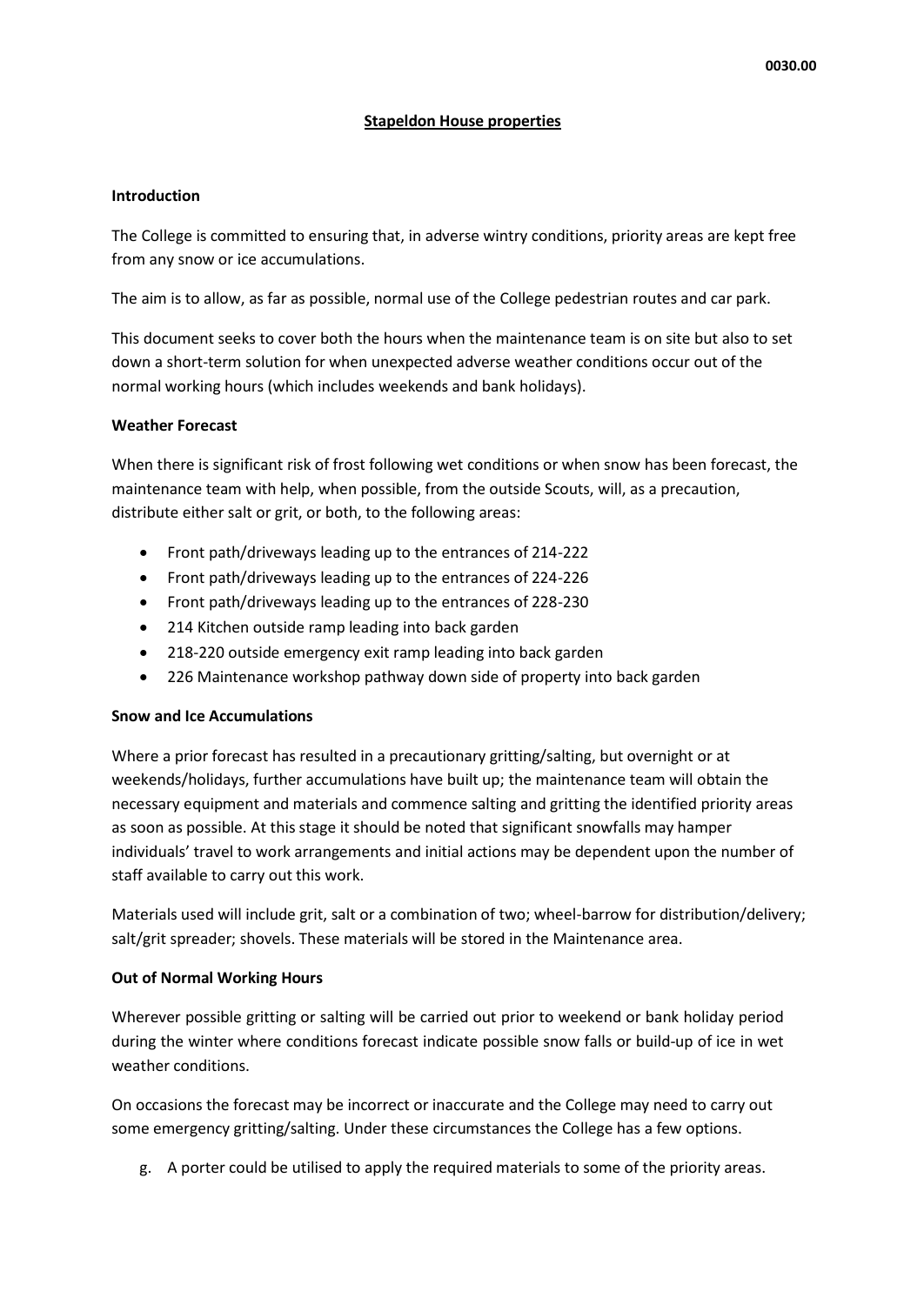0030.00

**Stapeldon House properties**

**Introduction**

The College is committed to ensuring that, in adverse wintry conditions, priority areas are kept free from any snow or ice accumulations.

The aim is to allow, as far as possible, normal use of the College pedestrian routes and car park.

This document seeks to cover both the hours when the maintenance team is on site but also to set down a short-term solution for when unexpected adverse weather conditions occur out of the normal working hours (which includes weekends and bank holidays).

**Weather Forecast**

When there is significant risk of frost following wet conditions or when snow has been forecast, the maintenance team with help, when possible, from the outside Scouts, will, as a precaution, distribute either salt or grit, or both, to the following areas:

- Front path/driveways leading up to the entrances of 214-222
- Front path/driveways leading up to the entrances of 224-226
- Front path/driveways leading up to the entrances of 228-230
- 214 Kitchen outside ramp leading into back garden
- 218-220 outside emergency exit ramp leading into back garden
- 226 Maintenance workshop pathway down side of property into back garden

**Snow and Ice Accumulations**

Where a prior forecast has resulted in a precautionary gritting/salting, but overnight or at weekends/holidays, further accumulations have built up; the maintenance team will obtain the necessary equipment and materials and commence salting and gritting the identified priority areas as soon as possible. At this stage it should be noted that significant snowfalls may hamper individuals' travel to work arrangements and initial actions may be dependent upon the number of staff available to carry out this work.

Materials used will include grit, salt or a combination of two; wheel-barrow for distribution/delivery; salt/grit spreader; shovels. These materials will be stored in the Maintenance area.

**Out of Normal Working Hours**

Wherever possible gritting or salting will be carried out prior to weekend or bank holiday period during the winter where conditions forecast indicate possible snow falls or build-up of ice in wet weather conditions.

On occasions the forecast may be incorrect or inaccurate and the College may need to carry out some emergency gritting/salting. Under these circumstances the College has a few options.

g. A porter could be utilised to apply the required materials to some of the priority areas.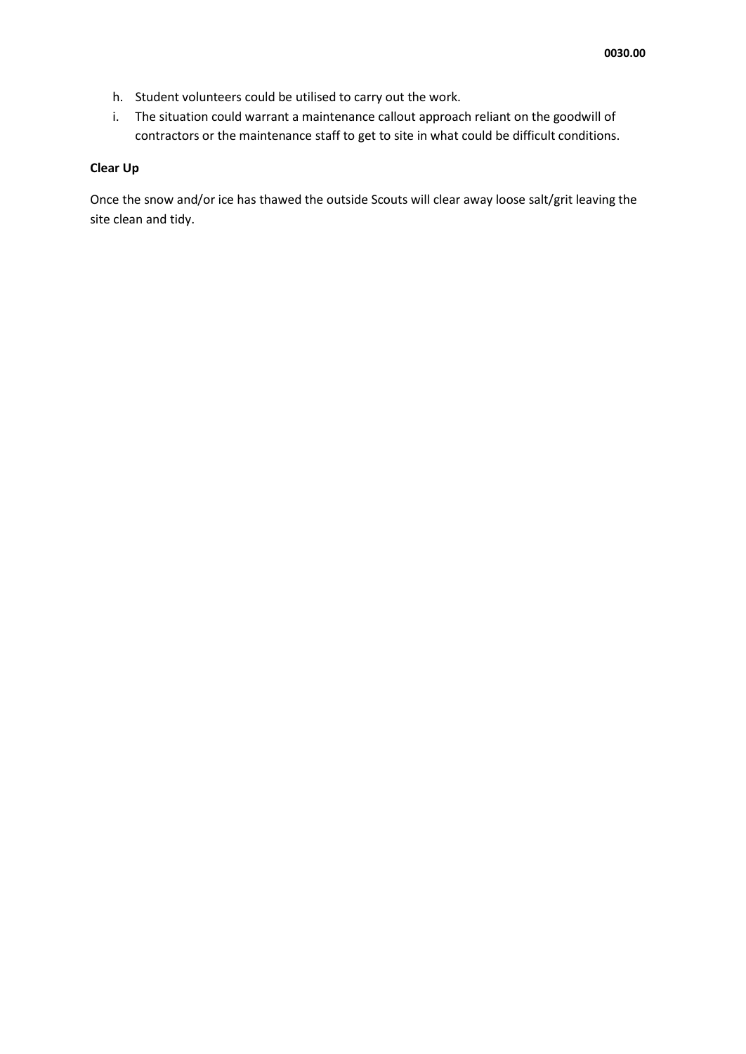h. Student volunteers could be utilised to carry out the work.
i. The situation could warrant a maintenance callout approach reliant on the goodwill of contractors or the maintenance staff to get to site in what could be difficult conditions.

**Clear Up**

Once the snow and/or ice has thawed the outside Scouts will clear away loose salt/grit leaving the site clean and tidy.